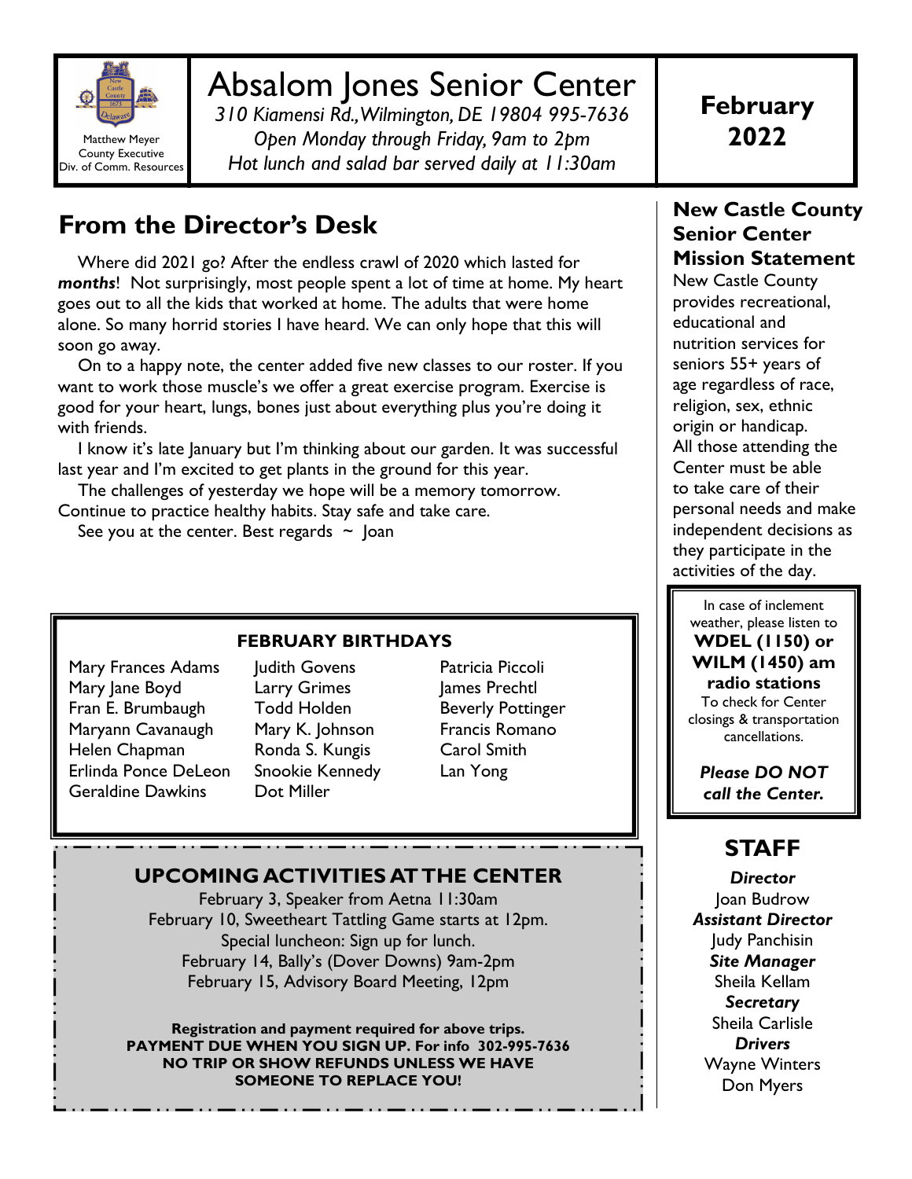Matthew Meyer
County Executive
Div. of Comm. Resources

# Absalom Jones Senior Center

*310 Kiamensi Rd., Wilmington, DE 19804 995-7636*
*Open Monday through Friday, 9am to 2pm*
*Hot lunch and salad bar served daily at 11:30am*

**February 2022**

## From the Director's Desk

Where did 2021 go? After the endless crawl of 2020 which lasted for ***months***! Not surprisingly, most people spent a lot of time at home. My heart goes out to all the kids that worked at home. The adults that were home alone. So many horrid stories I have heard. We can only hope that this will soon go away.

On to a happy note, the center added five new classes to our roster. If you want to work those muscle's we offer a great exercise program. Exercise is good for your heart, lungs, bones just about everything plus you're doing it with friends.

I know it's late January but I'm thinking about our garden. It was successful last year and I'm excited to get plants in the ground for this year.

The challenges of yesterday we hope will be a memory tomorrow. Continue to practice healthy habits. Stay safe and take care.

See you at the center. Best regards ~ Joan

### FEBRUARY BIRTHDAYS

Mary Frances Adams
Mary Jane Boyd
Fran E. Brumbaugh
Maryann Cavanaugh
Helen Chapman
Erlinda Ponce DeLeon
Geraldine Dawkins
Judith Govens
Larry Grimes
Todd Holden
Mary K. Johnson
Ronda S. Kungis
Snookie Kennedy
Dot Miller
Patricia Piccoli
James Prechtl
Beverly Pottinger
Francis Romano
Carol Smith
Lan Yong

### UPCOMING ACTIVITIES AT THE CENTER

February 3, Speaker from Aetna 11:30am
February 10, Sweetheart Tattling Game starts at 12pm.
Special luncheon: Sign up for lunch.
February 14, Bally's (Dover Downs) 9am-2pm
February 15, Advisory Board Meeting, 12pm

**Registration and payment required for above trips.**
**PAYMENT DUE WHEN YOU SIGN UP. For info 302-995-7636**
**NO TRIP OR SHOW REFUNDS UNLESS WE HAVE SOMEONE TO REPLACE YOU!**

## New Castle County Senior Center Mission Statement

New Castle County provides recreational, educational and nutrition services for seniors 55+ years of age regardless of race, religion, sex, ethnic origin or handicap. All those attending the Center must be able to take care of their personal needs and make independent decisions as they participate in the activities of the day.

In case of inclement weather, please listen to **WDEL (1150) or WILM (1450) am radio stations** To check for Center closings & transportation cancellations.

***Please DO NOT call the Center.***

## STAFF

***Director***
Joan Budrow
***Assistant Director***
Judy Panchisin
***Site Manager***
Sheila Kellam
***Secretary***
Sheila Carlisle
***Drivers***
Wayne Winters
Don Myers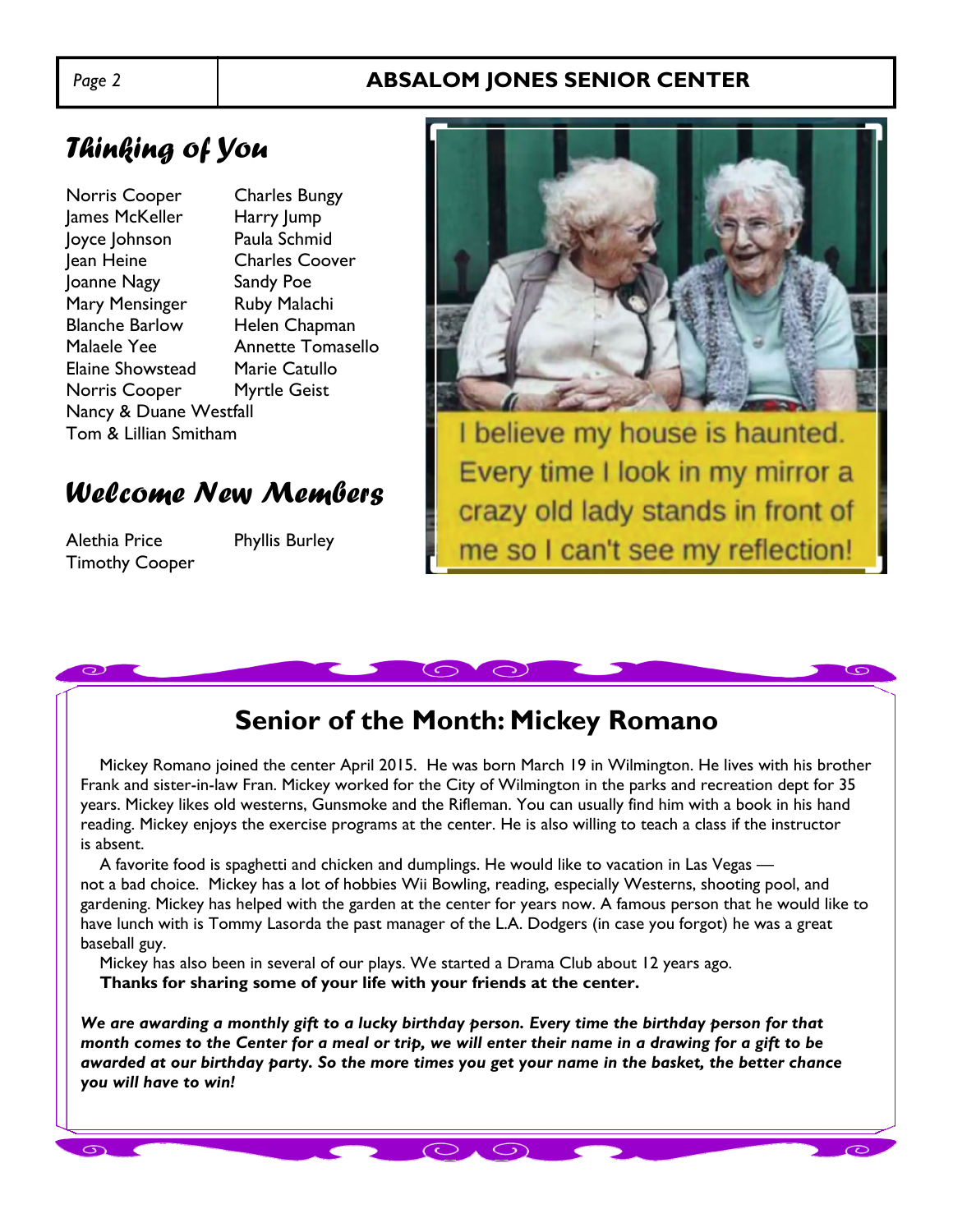## Thinking of You

Norris Cooper
James McKeller
Joyce Johnson
Jean Heine
Joanne Nagy
Mary Mensinger
Blanche Barlow
Malaele Yee
Elaine Showstead
Norris Cooper
Charles Bungy
Harry Jump
Paula Schmid
Charles Coover
Sandy Poe
Ruby Malachi
Helen Chapman
Annette Tomasello
Marie Catullo
Myrtle Geist
Nancy & Duane Westfall
Tom & Lillian Smitham

## Welcome New Members

Alethia Price
Timothy Cooper
Phyllis Burley

I believe my house is haunted. Every time I look in my mirror a crazy old lady stands in front of me so I can't see my reflection!

## Senior of the Month: Mickey Romano

Mickey Romano joined the center April 2015. He was born March 19 in Wilmington. He lives with his brother Frank and sister-in-law Fran. Mickey worked for the City of Wilmington in the parks and recreation dept for 35 years. Mickey likes old westerns, Gunsmoke and the Rifleman. You can usually find him with a book in his hand reading. Mickey enjoys the exercise programs at the center. He is also willing to teach a class if the instructor is absent.

A favorite food is spaghetti and chicken and dumplings. He would like to vacation in Las Vegas — not a bad choice. Mickey has a lot of hobbies Wii Bowling, reading, especially Westerns, shooting pool, and gardening. Mickey has helped with the garden at the center for years now. A famous person that he would like to have lunch with is Tommy Lasorda the past manager of the L.A. Dodgers (in case you forgot) he was a great baseball guy.

Mickey has also been in several of our plays. We started a Drama Club about 12 years ago.

**Thanks for sharing some of your life with your friends at the center.**

***We are awarding a monthly gift to a lucky birthday person. Every time the birthday person for that month comes to the Center for a meal or trip, we will enter their name in a drawing for a gift to be awarded at our birthday party. So the more times you get your name in the basket, the better chance you will have to win!***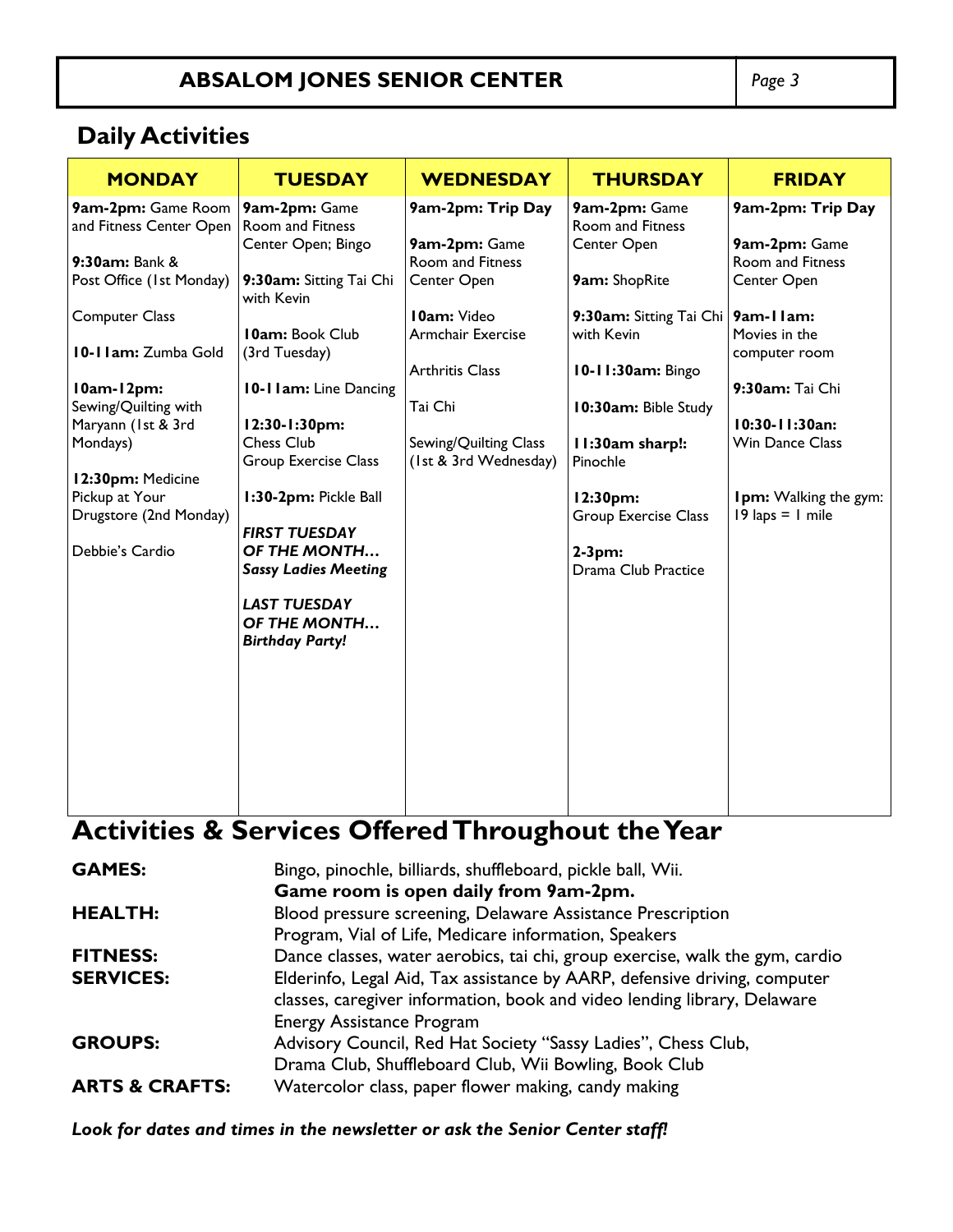## ABSALOM JONES SENIOR CENTER

## Daily Activities

| MONDAY | TUESDAY | WEDNESDAY | THURSDAY | FRIDAY |
|---|---|---|---|---|
| **9am-2pm:** Game Room and Fitness Center Open<br><br>**9:30am:** Bank & Post Office (1st Monday)<br><br>Computer Class<br><br>**10-11am:** Zumba Gold<br><br>**10am-12pm:** Sewing/Quilting with Maryann (1st & 3rd Mondays)<br><br>**12:30pm:** Medicine Pickup at Your Drugstore (2nd Monday)<br><br>Debbie's Cardio | **9am-2pm:** Game Room and Fitness Center Open; Bingo<br><br>**9:30am:** Sitting Tai Chi with Kevin<br><br>**10am:** Book Club (3rd Tuesday)<br><br>**10-11am:** Line Dancing<br><br>**12:30-1:30pm:** Chess Club Group Exercise Class<br><br>**1:30-2pm:** Pickle Ball<br><br>***FIRST TUESDAY OF THE MONTH… Sassy Ladies Meeting***<br><br>***LAST TUESDAY OF THE MONTH… Birthday Party!*** | **9am-2pm: Trip Day**<br><br>**9am-2pm:** Game Room and Fitness Center Open<br><br>**10am:** Video Armchair Exercise<br><br>Arthritis Class<br><br>Tai Chi<br><br>Sewing/Quilting Class (1st & 3rd Wednesday) | **9am-2pm:** Game Room and Fitness Center Open<br><br>**9am:** ShopRite<br><br>**9:30am:** Sitting Tai Chi with Kevin<br><br>**10-11:30am:** Bingo<br><br>**10:30am:** Bible Study<br><br>**11:30am sharp!:** Pinochle<br><br>**12:30pm:** Group Exercise Class<br><br>**2-3pm:** Drama Club Practice | **9am-2pm: Trip Day**<br><br>**9am-2pm:** Game Room and Fitness Center Open<br><br>**9am-11am:** Movies in the computer room<br><br>**9:30am:** Tai Chi<br><br>**10:30-11:30an:** Win Dance Class<br><br>**1pm:** Walking the gym: 19 laps = 1 mile |

# Activities & Services Offered Throughout the Year

**GAMES:** Bingo, pinochle, billiards, shuffleboard, pickle ball, Wii.
**Game room is open daily from 9am-2pm.**

**HEALTH:** Blood pressure screening, Delaware Assistance Prescription Program, Vial of Life, Medicare information, Speakers

**FITNESS:** Dance classes, water aerobics, tai chi, group exercise, walk the gym, cardio

**SERVICES:** Elderinfo, Legal Aid, Tax assistance by AARP, defensive driving, computer classes, caregiver information, book and video lending library, Delaware Energy Assistance Program

**GROUPS:** Advisory Council, Red Hat Society "Sassy Ladies", Chess Club, Drama Club, Shuffleboard Club, Wii Bowling, Book Club

**ARTS & CRAFTS:** Watercolor class, paper flower making, candy making

***Look for dates and times in the newsletter or ask the Senior Center staff!***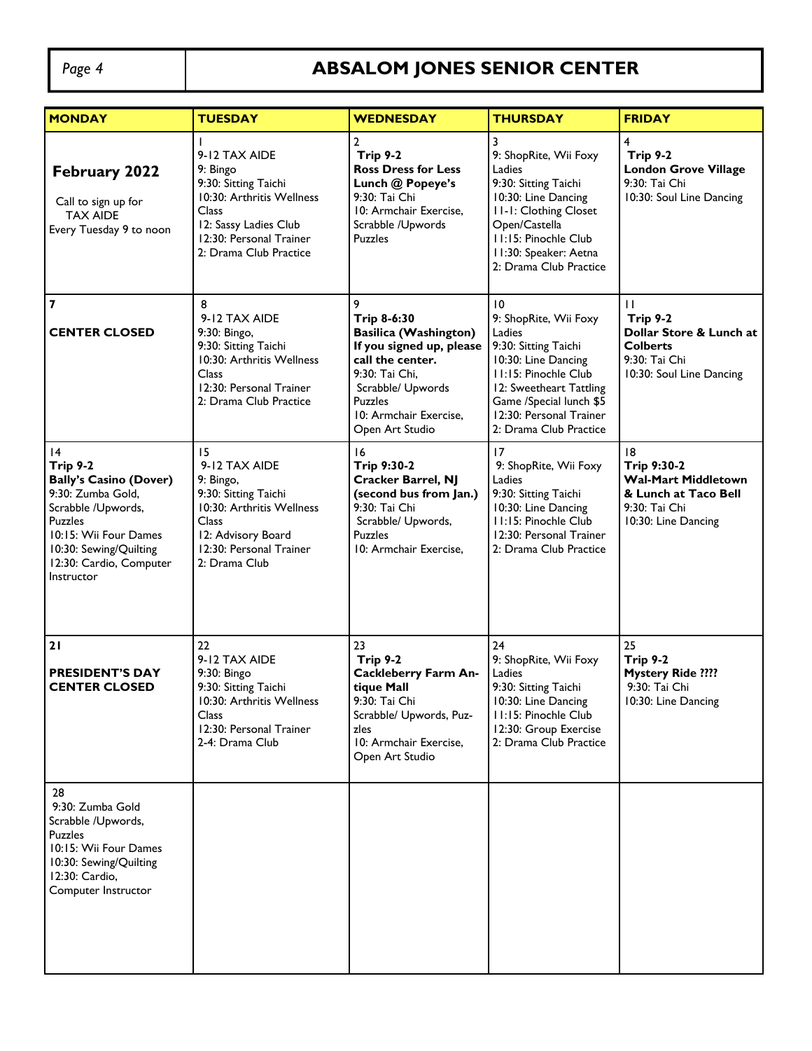## ABSALOM JONES SENIOR CENTER

| MONDAY | TUESDAY | WEDNESDAY | THURSDAY | FRIDAY |
|---|---|---|---|---|
| **February 2022**<br>Call to sign up for TAX AIDE Every Tuesday 9 to noon | 1<br>9-12 TAX AIDE<br>9: Bingo<br>9:30: Sitting Taichi<br>10:30: Arthritis Wellness Class<br>12: Sassy Ladies Club<br>12:30: Personal Trainer<br>2: Drama Club Practice | 2<br>**Trip 9-2**<br>**Ross Dress for Less**<br>**Lunch @ Popeye's**<br>9:30: Tai Chi<br>10: Armchair Exercise, Scrabble /Upwords Puzzles | 3<br>9: ShopRite, Wii Foxy Ladies<br>9:30: Sitting Taichi<br>10:30: Line Dancing<br>11-1: Clothing Closet Open/Castella<br>11:15: Pinochle Club<br>11:30: Speaker: Aetna<br>2: Drama Club Practice | 4<br>**Trip 9-2**<br>**London Grove Village**<br>9:30: Tai Chi<br>10:30: Soul Line Dancing |
| **7**<br>**CENTER CLOSED** | 8<br>9-12 TAX AIDE<br>9:30: Bingo,<br>9:30: Sitting Taichi<br>10:30: Arthritis Wellness Class<br>12:30: Personal Trainer<br>2: Drama Club Practice | 9<br>**Trip 8-6:30**<br>**Basilica (Washington)**<br>**If you signed up, please call the center.**<br>9:30: Tai Chi,<br>Scrabble/ Upwords Puzzles<br>10: Armchair Exercise, Open Art Studio | 10<br>9: ShopRite, Wii Foxy Ladies<br>9:30: Sitting Taichi<br>10:30: Line Dancing<br>11:15: Pinochle Club<br>12: Sweetheart Tattling Game /Special lunch $5<br>12:30: Personal Trainer<br>2: Drama Club Practice | 11<br>**Trip 9-2**<br>**Dollar Store & Lunch at Colberts**<br>9:30: Tai Chi<br>10:30: Soul Line Dancing |
| 14<br>**Trip 9-2**<br>**Bally's Casino (Dover)**<br>9:30: Zumba Gold,<br>Scrabble /Upwords, Puzzles<br>10:15: Wii Four Dames<br>10:30: Sewing/Quilting<br>12:30: Cardio, Computer Instructor | 15<br>9-12 TAX AIDE<br>9: Bingo,<br>9:30: Sitting Taichi<br>10:30: Arthritis Wellness Class<br>12: Advisory Board<br>12:30: Personal Trainer<br>2: Drama Club | 16<br>**Trip 9:30-2**<br>**Cracker Barrel, NJ (second bus from Jan.)**<br>9:30: Tai Chi<br>Scrabble/ Upwords, Puzzles<br>10: Armchair Exercise, | 17<br>9: ShopRite, Wii Foxy Ladies<br>9:30: Sitting Taichi<br>10:30: Line Dancing<br>11:15: Pinochle Club<br>12:30: Personal Trainer<br>2: Drama Club Practice | 18<br>**Trip 9:30-2**<br>**Wal-Mart Middletown & Lunch at Taco Bell**<br>9:30: Tai Chi<br>10:30: Line Dancing |
| **21**<br>**PRESIDENT'S DAY CENTER CLOSED** | 22<br>9-12 TAX AIDE<br>9:30: Bingo<br>9:30: Sitting Taichi<br>10:30: Arthritis Wellness Class<br>12:30: Personal Trainer<br>2-4: Drama Club | 23<br>**Trip 9-2**<br>**Cackleberry Farm Antique Mall**<br>9:30: Tai Chi<br>Scrabble/ Upwords, Puzzles<br>10: Armchair Exercise, Open Art Studio | 24<br>9: ShopRite, Wii Foxy Ladies<br>9:30: Sitting Taichi<br>10:30: Line Dancing<br>11:15: Pinochle Club<br>12:30: Group Exercise<br>2: Drama Club Practice | 25<br>**Trip 9-2**<br>**Mystery Ride ????**<br>9:30: Tai Chi<br>10:30: Line Dancing |
| 28<br>9:30: Zumba Gold<br>Scrabble /Upwords, Puzzles<br>10:15: Wii Four Dames<br>10:30: Sewing/Quilting<br>12:30: Cardio,<br>Computer Instructor | | | | |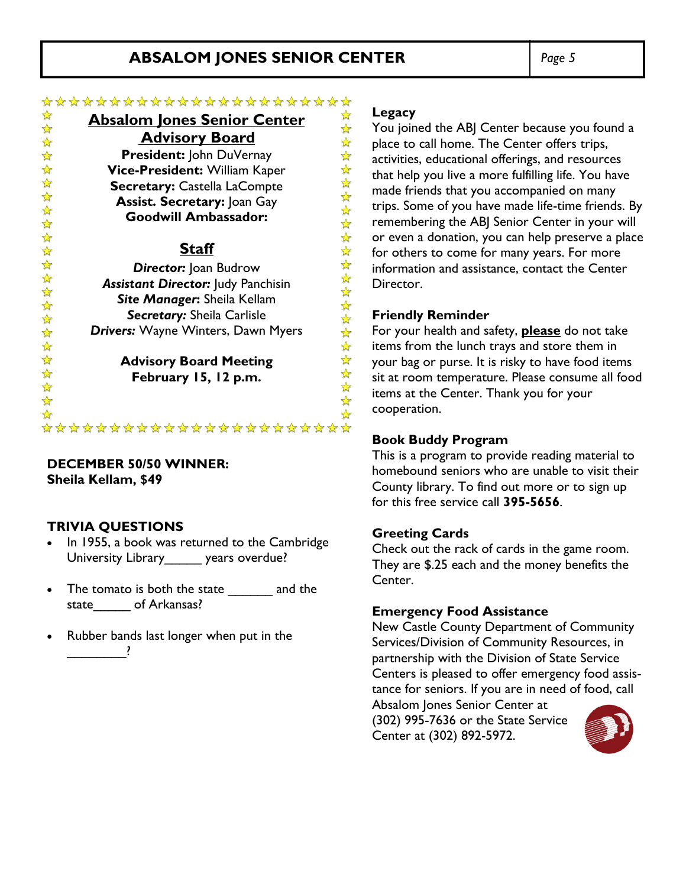## Absalom Jones Senior Center Advisory Board

**President:** John DuVernay
**Vice-President:** William Kaper
**Secretary:** Castella LaCompte
**Assist. Secretary:** Joan Gay
**Goodwill Ambassador:**

## Staff

***Director:*** Joan Budrow
***Assistant Director:*** Judy Panchisin
***Site Manager*:** Sheila Kellam
***Secretary:*** Sheila Carlisle
***Drivers:*** Wayne Winters, Dawn Myers

**Advisory Board Meeting**
**February 15, 12 p.m.**

**DECEMBER 50/50 WINNER:**
**Sheila Kellam, $49**

### TRIVIA QUESTIONS

- In 1955, a book was returned to the Cambridge University Library_____ years overdue?
- The tomato is both the state _______ and the state_____ of Arkansas?
- Rubber bands last longer when put in the ________?

### Legacy

You joined the ABJ Center because you found a place to call home. The Center offers trips, activities, educational offerings, and resources that help you live a more fulfilling life. You have made friends that you accompanied on many trips. Some of you have made life-time friends. By remembering the ABJ Senior Center in your will or even a donation, you can help preserve a place for others to come for many years. For more information and assistance, contact the Center Director.

### Friendly Reminder

For your health and safety, **please** do not take items from the lunch trays and store them in your bag or purse. It is risky to have food items sit at room temperature. Please consume all food items at the Center. Thank you for your cooperation.

### Book Buddy Program

This is a program to provide reading material to homebound seniors who are unable to visit their County library. To find out more or to sign up for this free service call **395-5656**.

### Greeting Cards

Check out the rack of cards in the game room. They are $.25 each and the money benefits the Center.

### Emergency Food Assistance

New Castle County Department of Community Services/Division of Community Resources, in partnership with the Division of State Service Centers is pleased to offer emergency food assistance for seniors. If you are in need of food, call Absalom Jones Senior Center at (302) 995-7636 or the State Service Center at (302) 892-5972.